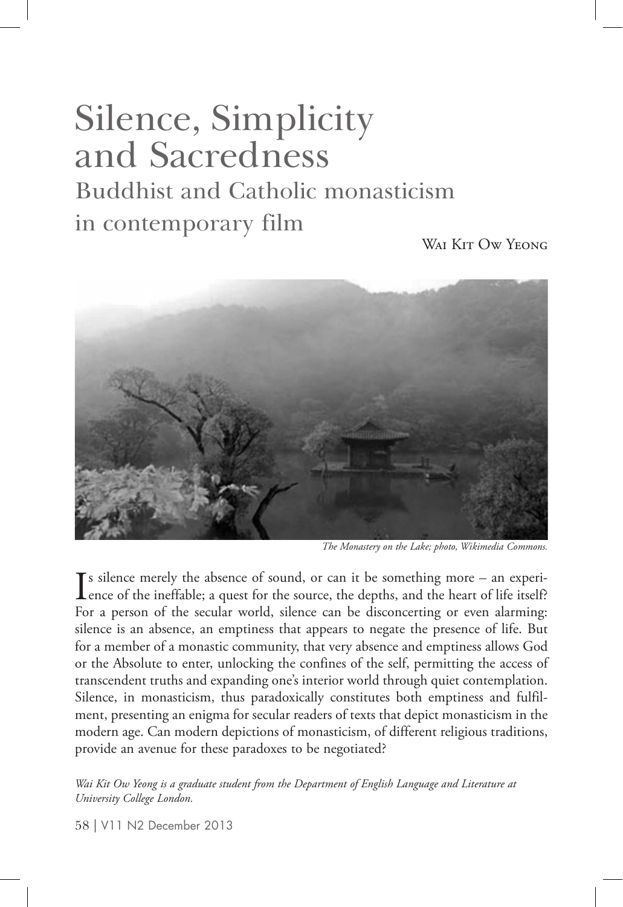# Silence, Simplicity and Sacredness

## Buddhist and Catholic monasticism in contemporary film

Wai Kit Ow Yeong

*The Monastery on the Lake; photo, Wikimedia Commons.*

Is silence merely the absence of sound, or can it be something more – an experience of the ineffable; a quest for the source, the depths, and the heart of life itself? For a person of the secular world, silence can be disconcerting or even alarming: silence is an absence, an emptiness that appears to negate the presence of life. But for a member of a monastic community, that very absence and emptiness allows God or the Absolute to enter, unlocking the confines of the self, permitting the access of transcendent truths and expanding one's interior world through quiet contemplation. Silence, in monasticism, thus paradoxically constitutes both emptiness and fulfilment, presenting an enigma for secular readers of texts that depict monasticism in the modern age. Can modern depictions of monasticism, of different religious traditions, provide an avenue for these paradoxes to be negotiated?

*Wai Kit Ow Yeong is a graduate student from the Department of English Language and Literature at University College London.*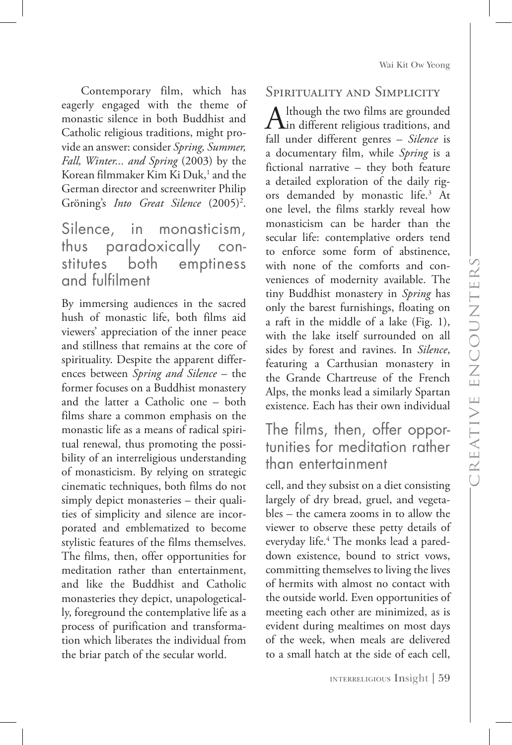Contemporary film, which has eagerly engaged with the theme of monastic silence in both Buddhist and Catholic religious traditions, might provide an answer: consider *Spring, Summer, Fall, Winter... and Spring* (2003) by the Korean filmmaker Kim Ki Duk,[1] and the German director and screenwriter Philip Gröning's *Into Great Silence* (2005)[2].

> Silence, in monasticism, thus paradoxically constitutes both emptiness and fulfilment

By immersing audiences in the sacred hush of monastic life, both films aid viewers' appreciation of the inner peace and stillness that remains at the core of spirituality. Despite the apparent differences between *Spring and Silence* – the former focuses on a Buddhist monastery and the latter a Catholic one – both films share a common emphasis on the monastic life as a means of radical spiritual renewal, thus promoting the possibility of an interreligious understanding of monasticism. By relying on strategic cinematic techniques, both films do not simply depict monasteries – their qualities of simplicity and silence are incorporated and emblematized to become stylistic features of the films themselves. The films, then, offer opportunities for meditation rather than entertainment, and like the Buddhist and Catholic monasteries they depict, unapologetically, foreground the contemplative life as a process of purification and transformation which liberates the individual from the briar patch of the secular world.

## Spirituality and Simplicity

Although the two films are grounded in different religious traditions, and fall under different genres – *Silence* is a documentary film, while *Spring* is a fictional narrative – they both feature a detailed exploration of the daily rigors demanded by monastic life.[3] At one level, the films starkly reveal how monasticism can be harder than the secular life: contemplative orders tend to enforce some form of abstinence, with none of the comforts and conveniences of modernity available. The tiny Buddhist monastery in *Spring* has only the barest furnishings, floating on a raft in the middle of a lake (Fig. 1), with the lake itself surrounded on all sides by forest and ravines. In *Silence*, featuring a Carthusian monastery in the Grande Chartreuse of the French Alps, the monks lead a similarly Spartan existence. Each has their own individual cell, and they subsist on a diet consisting largely of dry bread, gruel, and vegetables – the camera zooms in to allow the viewer to observe these petty details of everyday life.[4] The monks lead a pared-down existence, bound to strict vows, committing themselves to living the lives of hermits with almost no contact with the outside world. Even opportunities of meeting each other are minimized, as is evident during mealtimes on most days of the week, when meals are delivered to a small hatch at the side of each cell,

> The films, then, offer opportunities for meditation rather than entertainment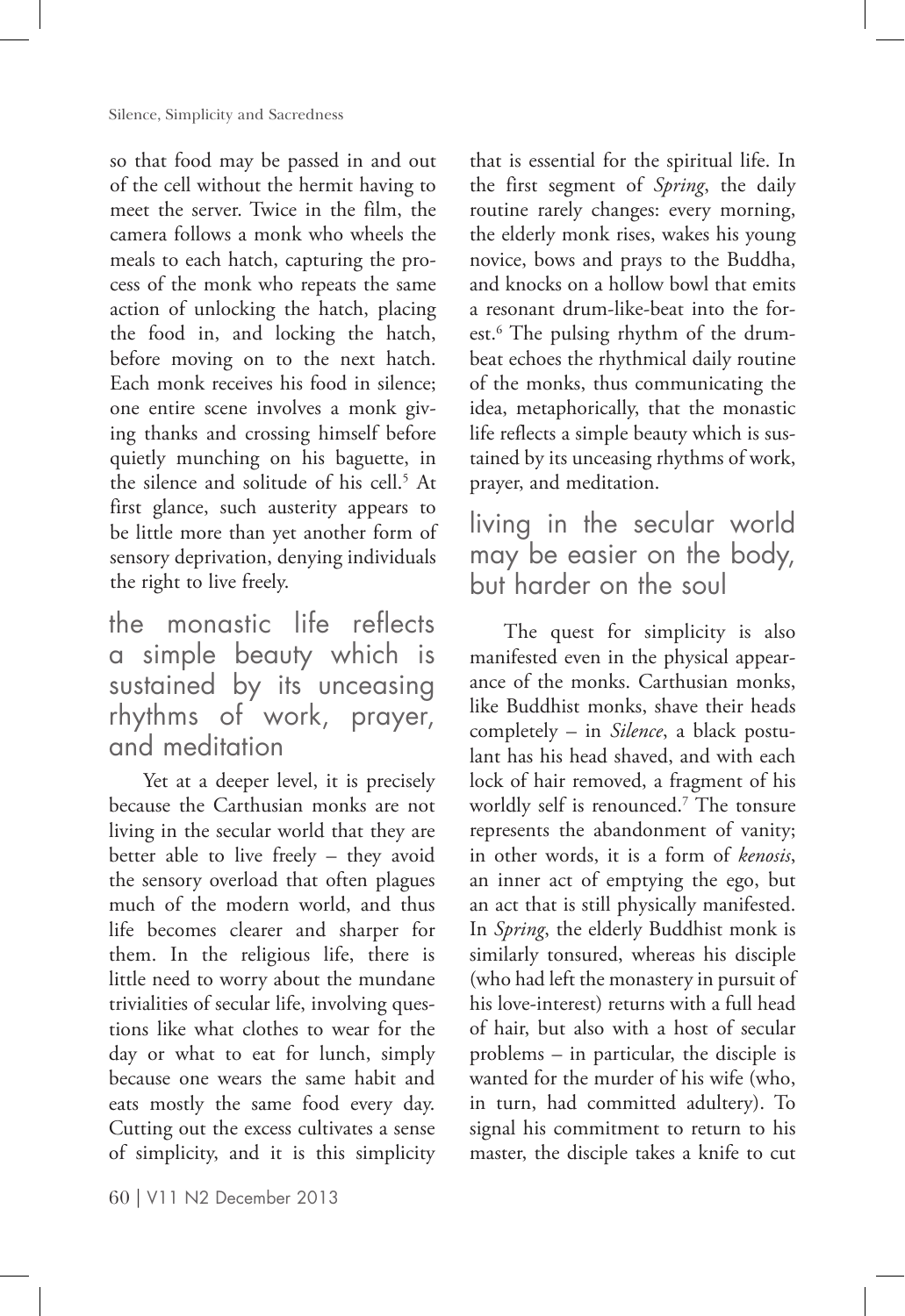so that food may be passed in and out of the cell without the hermit having to meet the server. Twice in the film, the camera follows a monk who wheels the meals to each hatch, capturing the process of the monk who repeats the same action of unlocking the hatch, placing the food in, and locking the hatch, before moving on to the next hatch. Each monk receives his food in silence; one entire scene involves a monk giving thanks and crossing himself before quietly munching on his baguette, in the silence and solitude of his cell.[5] At first glance, such austerity appears to be little more than yet another form of sensory deprivation, denying individuals the right to live freely.

> the monastic life reflects a simple beauty which is sustained by its unceasing rhythms of work, prayer, and meditation

Yet at a deeper level, it is precisely because the Carthusian monks are not living in the secular world that they are better able to live freely – they avoid the sensory overload that often plagues much of the modern world, and thus life becomes clearer and sharper for them. In the religious life, there is little need to worry about the mundane trivialities of secular life, involving questions like what clothes to wear for the day or what to eat for lunch, simply because one wears the same habit and eats mostly the same food every day. Cutting out the excess cultivates a sense of simplicity, and it is this simplicity that is essential for the spiritual life. In the first segment of *Spring*, the daily routine rarely changes: every morning, the elderly monk rises, wakes his young novice, bows and prays to the Buddha, and knocks on a hollow bowl that emits a resonant drum-like-beat into the forest.[6] The pulsing rhythm of the drumbeat echoes the rhythmical daily routine of the monks, thus communicating the idea, metaphorically, that the monastic life reflects a simple beauty which is sustained by its unceasing rhythms of work, prayer, and meditation.

> living in the secular world may be easier on the body, but harder on the soul

The quest for simplicity is also manifested even in the physical appearance of the monks. Carthusian monks, like Buddhist monks, shave their heads completely – in *Silence*, a black postulant has his head shaved, and with each lock of hair removed, a fragment of his worldly self is renounced.[7] The tonsure represents the abandonment of vanity; in other words, it is a form of *kenosis*, an inner act of emptying the ego, but an act that is still physically manifested. In *Spring*, the elderly Buddhist monk is similarly tonsured, whereas his disciple (who had left the monastery in pursuit of his love-interest) returns with a full head of hair, but also with a host of secular problems – in particular, the disciple is wanted for the murder of his wife (who, in turn, had committed adultery). To signal his commitment to return to his master, the disciple takes a knife to cut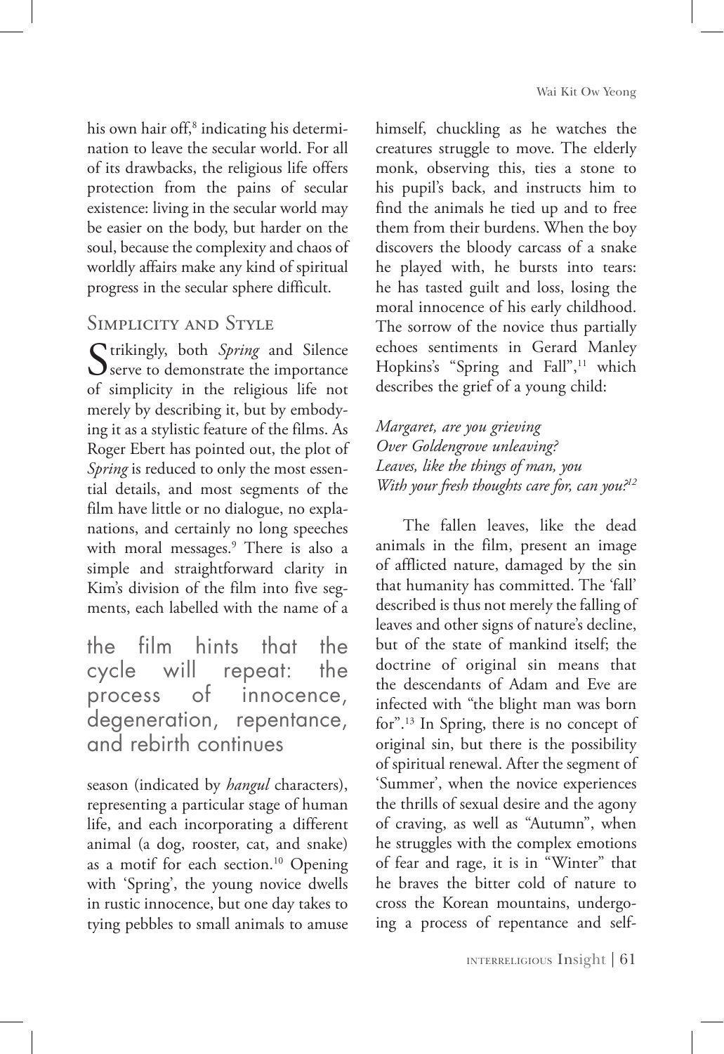his own hair off,[8] indicating his determination to leave the secular world. For all of its drawbacks, the religious life offers protection from the pains of secular existence: living in the secular world may be easier on the body, but harder on the soul, because the complexity and chaos of worldly affairs make any kind of spiritual progress in the secular sphere difficult.

## Simplicity and Style

Strikingly, both *Spring* and Silence serve to demonstrate the importance of simplicity in the religious life not merely by describing it, but by embodying it as a stylistic feature of the films. As Roger Ebert has pointed out, the plot of *Spring* is reduced to only the most essential details, and most segments of the film have little or no dialogue, no explanations, and certainly no long speeches with moral messages.[9] There is also a simple and straightforward clarity in Kim's division of the film into five segments, each labelled with the name of a season (indicated by *hangul* characters), representing a particular stage of human life, and each incorporating a different animal (a dog, rooster, cat, and snake) as a motif for each section.[10] Opening with 'Spring', the young novice dwells in rustic innocence, but one day takes to tying pebbles to small animals to amuse himself, chuckling as he watches the creatures struggle to move. The elderly monk, observing this, ties a stone to his pupil's back, and instructs him to find the animals he tied up and to free them from their burdens. When the boy discovers the bloody carcass of a snake he played with, he bursts into tears: he has tasted guilt and loss, losing the moral innocence of his early childhood. The sorrow of the novice thus partially echoes sentiments in Gerard Manley Hopkins's "Spring and Fall",[11] which describes the grief of a young child:

> the film hints that the cycle will repeat: the process of innocence, degeneration, repentance, and rebirth continues

*Margaret, are you grieving*
*Over Goldengrove unleaving?*
*Leaves, like the things of man, you*
*With your fresh thoughts care for, can you?*[12]

The fallen leaves, like the dead animals in the film, present an image of afflicted nature, damaged by the sin that humanity has committed. The 'fall' described is thus not merely the falling of leaves and other signs of nature's decline, but of the state of mankind itself; the doctrine of original sin means that the descendants of Adam and Eve are infected with "the blight man was born for".[13] In Spring, there is no concept of original sin, but there is the possibility of spiritual renewal. After the segment of 'Summer', when the novice experiences the thrills of sexual desire and the agony of craving, as well as "Autumn", when he struggles with the complex emotions of fear and rage, it is in "Winter" that he braves the bitter cold of nature to cross the Korean mountains, undergoing a process of repentance and self-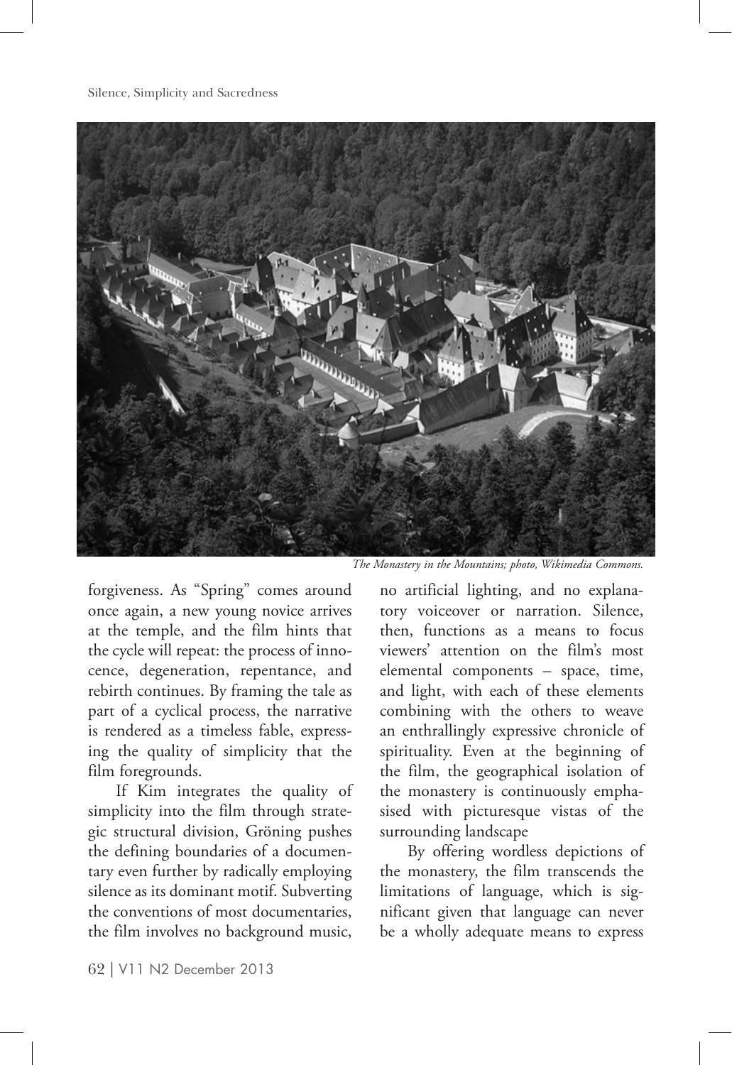*The Monastery in the Mountains; photo, Wikimedia Commons.*

forgiveness. As "Spring" comes around once again, a new young novice arrives at the temple, and the film hints that the cycle will repeat: the process of innocence, degeneration, repentance, and rebirth continues. By framing the tale as part of a cyclical process, the narrative is rendered as a timeless fable, expressing the quality of simplicity that the film foregrounds.

If Kim integrates the quality of simplicity into the film through strategic structural division, Gröning pushes the defining boundaries of a documentary even further by radically employing silence as its dominant motif. Subverting the conventions of most documentaries, the film involves no background music, no artificial lighting, and no explanatory voiceover or narration. Silence, then, functions as a means to focus viewers' attention on the film's most elemental components – space, time, and light, with each of these elements combining with the others to weave an enthrallingly expressive chronicle of spirituality. Even at the beginning of the film, the geographical isolation of the monastery is continuously emphasised with picturesque vistas of the surrounding landscape

By offering wordless depictions of the monastery, the film transcends the limitations of language, which is significant given that language can never be a wholly adequate means to express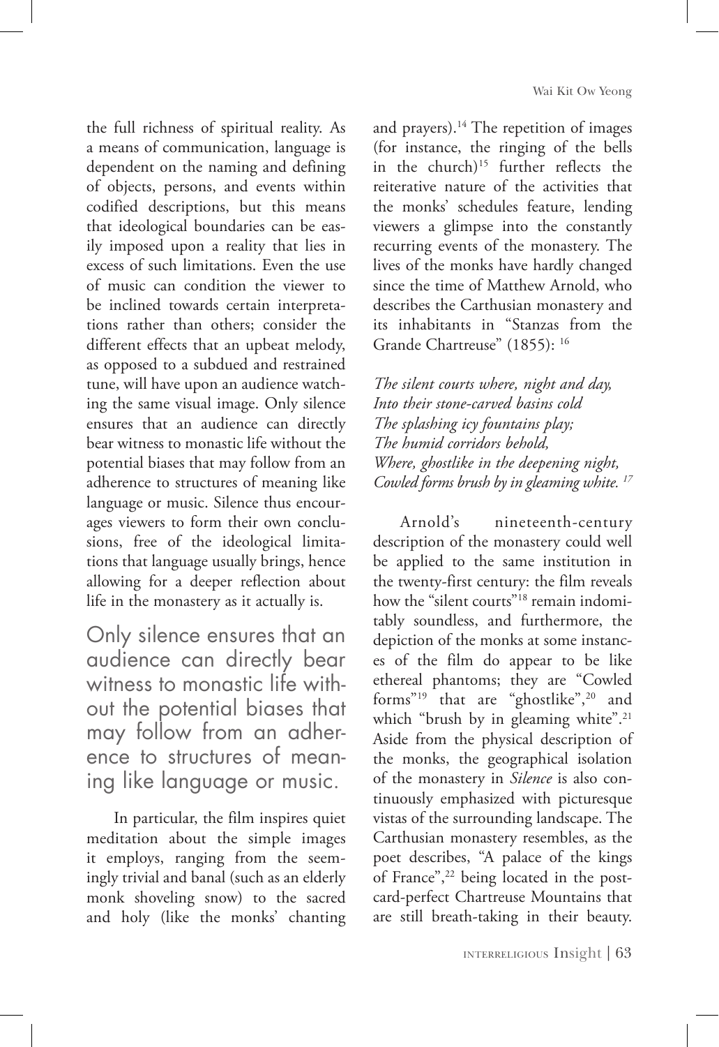the full richness of spiritual reality. As a means of communication, language is dependent on the naming and defining of objects, persons, and events within codified descriptions, but this means that ideological boundaries can be easily imposed upon a reality that lies in excess of such limitations. Even the use of music can condition the viewer to be inclined towards certain interpretations rather than others; consider the different effects that an upbeat melody, as opposed to a subdued and restrained tune, will have upon an audience watching the same visual image. Only silence ensures that an audience can directly bear witness to monastic life without the potential biases that may follow from an adherence to structures of meaning like language or music. Silence thus encourages viewers to form their own conclusions, free of the ideological limitations that language usually brings, hence allowing for a deeper reflection about life in the monastery as it actually is.

> Only silence ensures that an audience can directly bear witness to monastic life without the potential biases that may follow from an adherence to structures of meaning like language or music.

In particular, the film inspires quiet meditation about the simple images it employs, ranging from the seemingly trivial and banal (such as an elderly monk shoveling snow) to the sacred and holy (like the monks' chanting and prayers).[14] The repetition of images (for instance, the ringing of the bells in the church)[15] further reflects the reiterative nature of the activities that the monks' schedules feature, lending viewers a glimpse into the constantly recurring events of the monastery. The lives of the monks have hardly changed since the time of Matthew Arnold, who describes the Carthusian monastery and its inhabitants in "Stanzas from the Grande Chartreuse" (1855): [16]

*The silent courts where, night and day,*
*Into their stone-carved basins cold*
*The splashing icy fountains play;*
*The humid corridors behold,*
*Where, ghostlike in the deepening night,*
*Cowled forms brush by in gleaming white.* [17]

Arnold's nineteenth-century description of the monastery could well be applied to the same institution in the twenty-first century: the film reveals how the "silent courts"[18] remain indomitably soundless, and furthermore, the depiction of the monks at some instances of the film do appear to be like ethereal phantoms; they are "Cowled forms"[19] that are "ghostlike",[20] and which "brush by in gleaming white".[21] Aside from the physical description of the monks, the geographical isolation of the monastery in *Silence* is also continuously emphasized with picturesque vistas of the surrounding landscape. The Carthusian monastery resembles, as the poet describes, "A palace of the kings of France",[22] being located in the postcard-perfect Chartreuse Mountains that are still breath-taking in their beauty.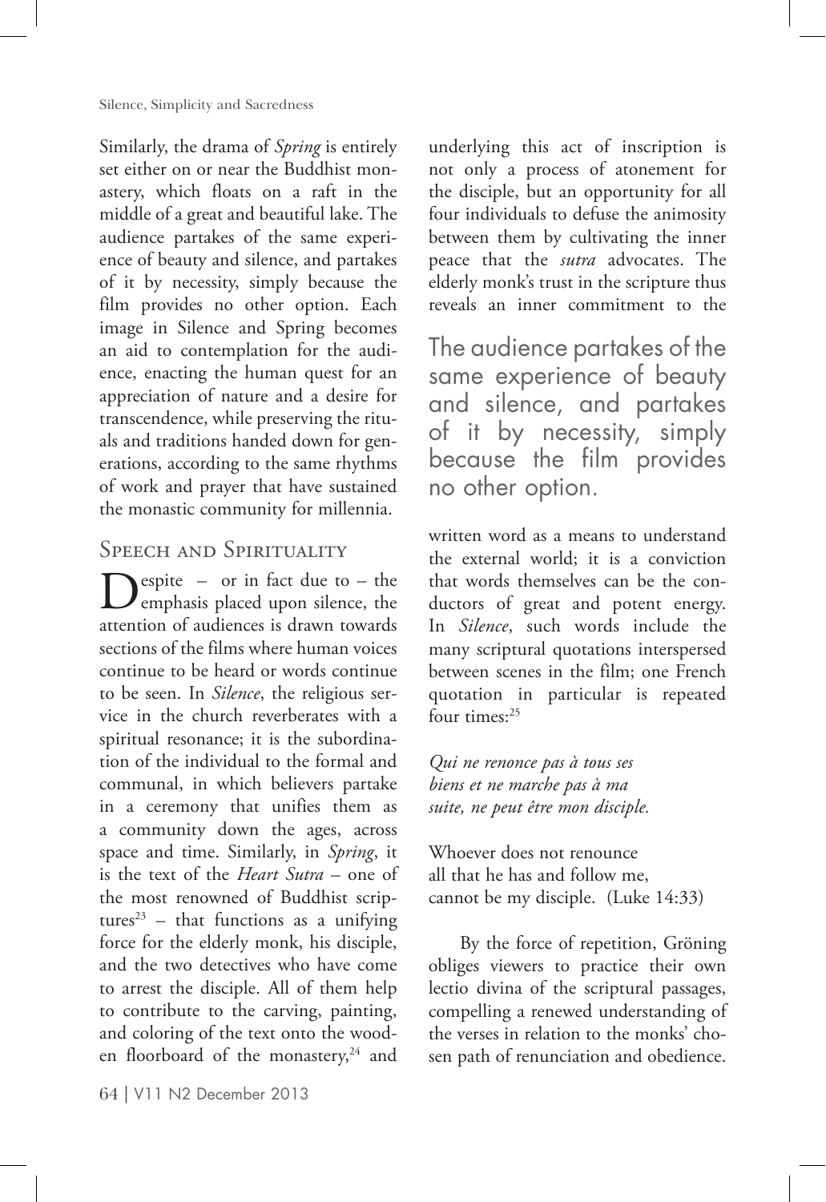Similarly, the drama of *Spring* is entirely set either on or near the Buddhist monastery, which floats on a raft in the middle of a great and beautiful lake. The audience partakes of the same experience of beauty and silence, and partakes of it by necessity, simply because the film provides no other option. Each image in Silence and Spring becomes an aid to contemplation for the audience, enacting the human quest for an appreciation of nature and a desire for transcendence, while preserving the rituals and traditions handed down for generations, according to the same rhythms of work and prayer that have sustained the monastic community for millennia.

## Speech and Spirituality

Despite – or in fact due to – the emphasis placed upon silence, the attention of audiences is drawn towards sections of the films where human voices continue to be heard or words continue to be seen. In *Silence*, the religious service in the church reverberates with a spiritual resonance; it is the subordination of the individual to the formal and communal, in which believers partake in a ceremony that unifies them as a community down the ages, across space and time. Similarly, in *Spring*, it is the text of the *Heart Sutra* – one of the most renowned of Buddhist scriptures[23] – that functions as a unifying force for the elderly monk, his disciple, and the two detectives who have come to arrest the disciple. All of them help to contribute to the carving, painting, and coloring of the text onto the wooden floorboard of the monastery,[24] and underlying this act of inscription is not only a process of atonement for the disciple, but an opportunity for all four individuals to defuse the animosity between them by cultivating the inner peace that the *sutra* advocates. The elderly monk's trust in the scripture thus reveals an inner commitment to the written word as a means to understand the external world; it is a conviction that words themselves can be the conductors of great and potent energy. In *Silence*, such words include the many scriptural quotations interspersed between scenes in the film; one French quotation in particular is repeated four times:[25]

> The audience partakes of the same experience of beauty and silence, and partakes of it by necessity, simply because the film provides no other option.

*Qui ne renonce pas à tous ses*
*biens et ne marche pas à ma*
*suite, ne peut être mon disciple.*

Whoever does not renounce
all that he has and follow me,
cannot be my disciple. (Luke 14:33)

By the force of repetition, Gröning obliges viewers to practice their own lectio divina of the scriptural passages, compelling a renewed understanding of the verses in relation to the monks' chosen path of renunciation and obedience.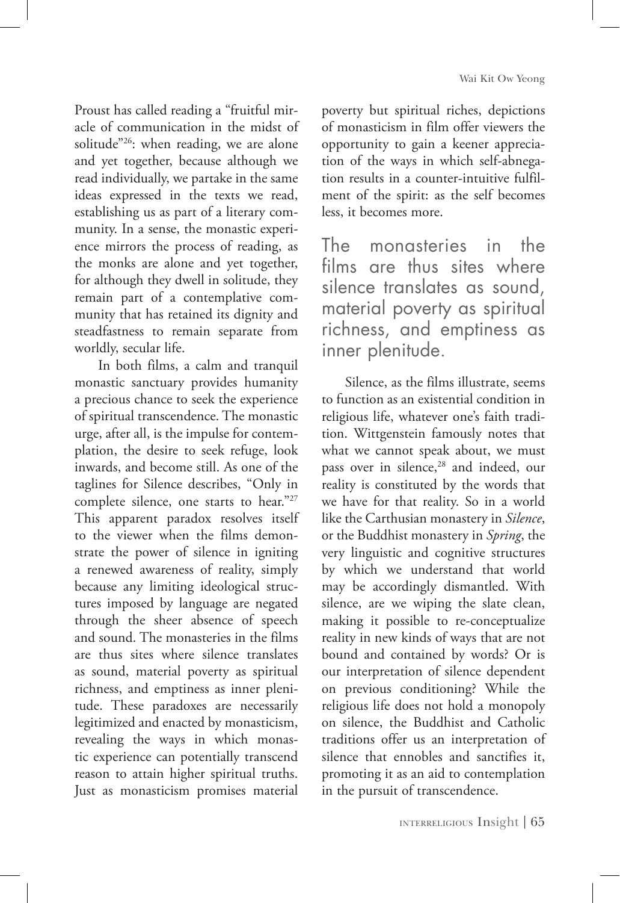Proust has called reading a "fruitful miracle of communication in the midst of solitude"[26]: when reading, we are alone and yet together, because although we read individually, we partake in the same ideas expressed in the texts we read, establishing us as part of a literary community. In a sense, the monastic experience mirrors the process of reading, as the monks are alone and yet together, for although they dwell in solitude, they remain part of a contemplative community that has retained its dignity and steadfastness to remain separate from worldly, secular life.

In both films, a calm and tranquil monastic sanctuary provides humanity a precious chance to seek the experience of spiritual transcendence. The monastic urge, after all, is the impulse for contemplation, the desire to seek refuge, look inwards, and become still. As one of the taglines for Silence describes, "Only in complete silence, one starts to hear."[27] This apparent paradox resolves itself to the viewer when the films demonstrate the power of silence in igniting a renewed awareness of reality, simply because any limiting ideological structures imposed by language are negated through the sheer absence of speech and sound. The monasteries in the films are thus sites where silence translates as sound, material poverty as spiritual richness, and emptiness as inner plenitude. These paradoxes are necessarily legitimized and enacted by monasticism, revealing the ways in which monastic experience can potentially transcend reason to attain higher spiritual truths. Just as monasticism promises material poverty but spiritual riches, depictions of monasticism in film offer viewers the opportunity to gain a keener appreciation of the ways in which self-abnegation results in a counter-intuitive fulfilment of the spirit: as the self becomes less, it becomes more.

> The monasteries in the films are thus sites where silence translates as sound, material poverty as spiritual richness, and emptiness as inner plenitude.

Silence, as the films illustrate, seems to function as an existential condition in religious life, whatever one's faith tradition. Wittgenstein famously notes that what we cannot speak about, we must pass over in silence,[28] and indeed, our reality is constituted by the words that we have for that reality. So in a world like the Carthusian monastery in *Silence*, or the Buddhist monastery in *Spring*, the very linguistic and cognitive structures by which we understand that world may be accordingly dismantled. With silence, are we wiping the slate clean, making it possible to re-conceptualize reality in new kinds of ways that are not bound and contained by words? Or is our interpretation of silence dependent on previous conditioning? While the religious life does not hold a monopoly on silence, the Buddhist and Catholic traditions offer us an interpretation of silence that ennobles and sanctifies it, promoting it as an aid to contemplation in the pursuit of transcendence.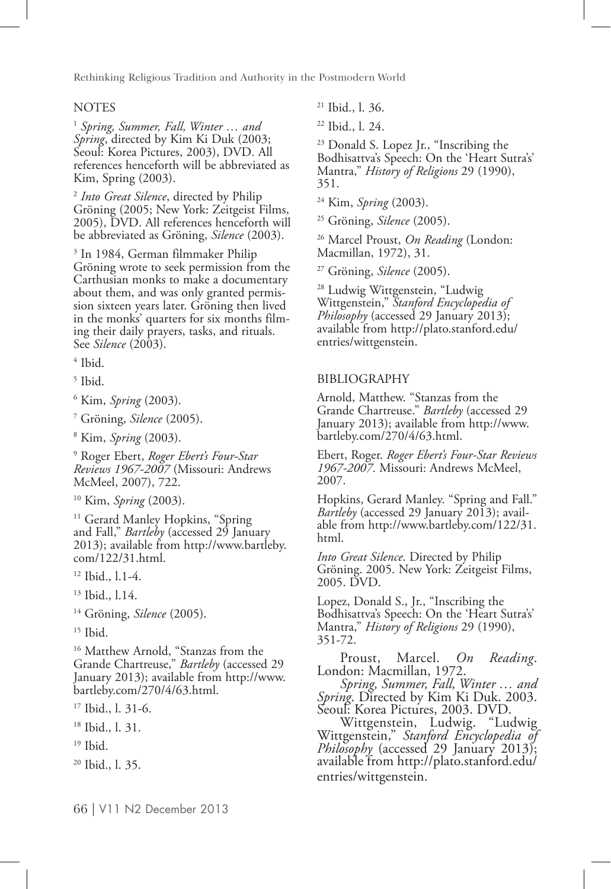## NOTES

[1] *Spring, Summer, Fall, Winter … and Spring*, directed by Kim Ki Duk (2003; Seoul: Korea Pictures, 2003), DVD. All references henceforth will be abbreviated as Kim, Spring (2003).

[2] *Into Great Silence*, directed by Philip Gröning (2005; New York: Zeitgeist Films, 2005), DVD. All references henceforth will be abbreviated as Gröning, *Silence* (2003).

[3] In 1984, German filmmaker Philip Gröning wrote to seek permission from the Carthusian monks to make a documentary about them, and was only granted permission sixteen years later. Gröning then lived in the monks' quarters for six months filming their daily prayers, tasks, and rituals. See *Silence* (2003).

[4] Ibid.

[5] Ibid.

[6] Kim, *Spring* (2003).

[7] Gröning, *Silence* (2005).

[8] Kim, *Spring* (2003).

[9] Roger Ebert, *Roger Ebert's Four-Star Reviews 1967-2007* (Missouri: Andrews McMeel, 2007), 722.

[10] Kim, *Spring* (2003).

[11] Gerard Manley Hopkins, "Spring and Fall," *Bartleby* (accessed 29 January 2013); available from http://www.bartleby.com/122/31.html.

[12] Ibid., l.1-4.

[13] Ibid., l.14.

[14] Gröning, *Silence* (2005).

[15] Ibid.

[16] Matthew Arnold, "Stanzas from the Grande Chartreuse," *Bartleby* (accessed 29 January 2013); available from http://www.bartleby.com/270/4/63.html.

[17] Ibid., l. 31-6.

[18] Ibid., l. 31.

[19] Ibid.

[20] Ibid., l. 35.

[21] Ibid., l. 36.

[22] Ibid., l. 24.

[23] Donald S. Lopez Jr., "Inscribing the Bodhisattva's Speech: On the 'Heart Sutra's' Mantra," *History of Religions* 29 (1990), 351.

[24] Kim, *Spring* (2003).

[25] Gröning, *Silence* (2005).

[26] Marcel Proust, *On Reading* (London: Macmillan, 1972), 31.

[27] Gröning, *Silence* (2005).

[28] Ludwig Wittgenstein, "Ludwig Wittgenstein," *Stanford Encyclopedia of Philosophy* (accessed 29 January 2013); available from http://plato.stanford.edu/entries/wittgenstein.

## BIBLIOGRAPHY

Arnold, Matthew. "Stanzas from the Grande Chartreuse." *Bartleby* (accessed 29 January 2013); available from http://www.bartleby.com/270/4/63.html.

Ebert, Roger. *Roger Ebert's Four-Star Reviews 1967-2007*. Missouri: Andrews McMeel, 2007.

Hopkins, Gerard Manley. "Spring and Fall." *Bartleby* (accessed 29 January 2013); available from http://www.bartleby.com/122/31.html.

*Into Great Silence*. Directed by Philip Gröning. 2005. New York: Zeitgeist Films, 2005. DVD.

Lopez, Donald S., Jr., "Inscribing the Bodhisattva's Speech: On the 'Heart Sutra's' Mantra," *History of Religions* 29 (1990), 351-72.

Proust, Marcel. *On Reading*. London: Macmillan, 1972.

*Spring, Summer, Fall, Winter … and Spring*. Directed by Kim Ki Duk. 2003. Seoul: Korea Pictures, 2003. DVD.

Wittgenstein, Ludwig. "Ludwig Wittgenstein," *Stanford Encyclopedia of Philosophy* (accessed 29 January 2013); available from http://plato.stanford.edu/entries/wittgenstein.